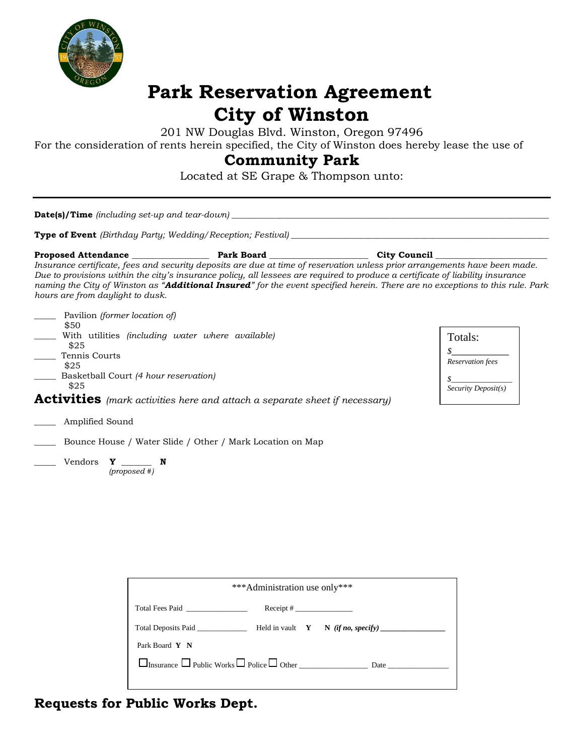# Park Reservation Agreement

# City of Winston

201 NW Douglas Blvd. Winston, Oregon 97496

For the consideration of rents herein specified, the City of Winston does hereby lease the use of

## Community Park

Located at SE Grape & Thompson unto:

---

**Date(s)/Time** *(including set-up and tear-down)* ______________________________________________

**Type of Event** *(Birthday Party; Wedding/Reception; Festival)* ______________________________________

**Proposed Attendance** _______________ **Park Board** ___________________ **City Council** ___________________

*Insurance certificate, fees and security deposits are due at time of reservation unless prior arrangements have been made. Due to provisions within the city's insurance policy, all lessees are required to produce a certificate of liability insurance naming the City of Winston as "**Additional Insured**" for the event specified herein. There are no exceptions to this rule. Park hours are from daylight to dusk.*

_____ Pavilion *(former location of)*
$50

_____ With utilities *(including water where available)*
$25

_____ Tennis Courts
$25

_____ Basketball Court *(4 hour reservation)*
$25

Totals:

$____________
*Reservation fees*

$______________
*Security Deposit(s)*

## Activities *(mark activities here and attach a separate sheet if necessary)*

_____ Amplified Sound

_____ Bounce House / Water Slide / Other / Mark Location on Map

_____ Vendors **Y** _______ **N**
*(proposed #)*

***Administration use only***

Total Fees Paid _______________ Receipt # _______________

Total Deposits Paid ____________ Held in vault **Y** **N** ***(if no, specify)*** _______________

Park Board **Y** **N**

☐ Insurance ☐ Public Works ☐ Police ☐ Other ________________ Date _______________

## Requests for Public Works Dept.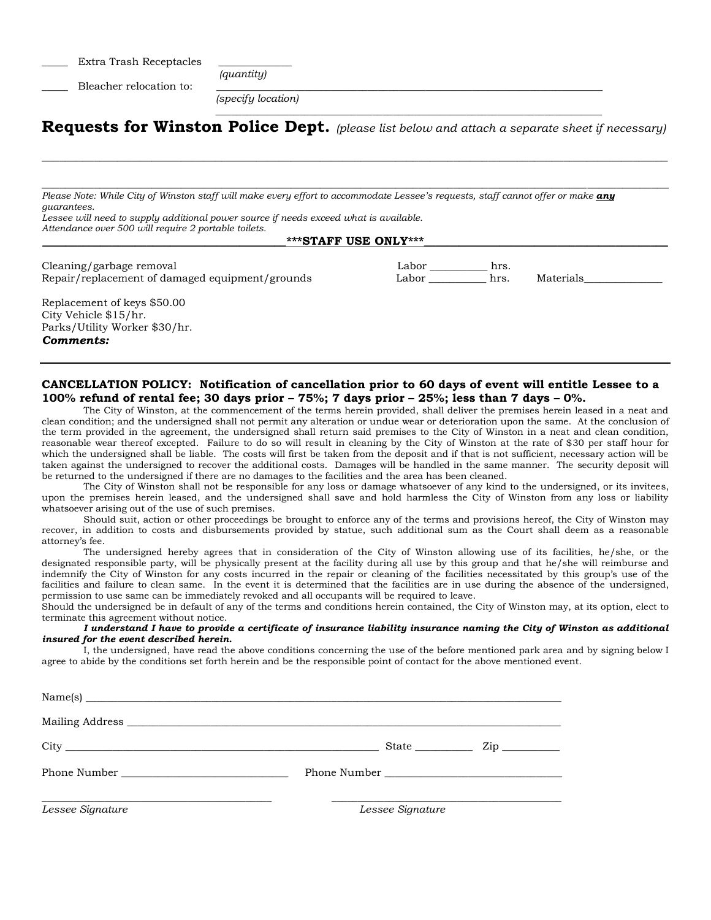_____ Extra Trash Receptacles _____________
(quantity)

_____ Bleacher relocation to: ___________________________________________________________________
(specify location)
___________________________________________________________________

## Requests for Winston Police Dept. *(please list below and attach a separate sheet if necessary)*

_______________________________________________________________________________________________________

_______________________________________________________________________________________________________

*Please Note: While City of Winston staff will make every effort to accommodate Lessee's requests, staff cannot offer or make* ***any*** *guarantees.*
*Lessee will need to supply additional power source if needs exceed what is available.*
*Attendance over 500 will require 2 portable toilets.*

**\*\*\*STAFF USE ONLY\*\*\***

Cleaning/garbage removal Labor ___________ hrs.
Repair/replacement of damaged equipment/grounds Labor ___________ hrs. Materials______________

Replacement of keys $50.00
City Vehicle $15/hr.
Parks/Utility Worker $30/hr.
***Comments:***

**CANCELLATION POLICY: Notification of cancellation prior to 60 days of event will entitle Lessee to a 100% refund of rental fee; 30 days prior – 75%; 7 days prior – 25%; less than 7 days – 0%.**

The City of Winston, at the commencement of the terms herein provided, shall deliver the premises herein leased in a neat and clean condition; and the undersigned shall not permit any alteration or undue wear or deterioration upon the same. At the conclusion of the term provided in the agreement, the undersigned shall return said premises to the City of Winston in a neat and clean condition, reasonable wear thereof excepted. Failure to do so will result in cleaning by the City of Winston at the rate of $30 per staff hour for which the undersigned shall be liable. The costs will first be taken from the deposit and if that is not sufficient, necessary action will be taken against the undersigned to recover the additional costs. Damages will be handled in the same manner. The security deposit will be returned to the undersigned if there are no damages to the facilities and the area has been cleaned.

The City of Winston shall not be responsible for any loss or damage whatsoever of any kind to the undersigned, or its invitees, upon the premises herein leased, and the undersigned shall save and hold harmless the City of Winston from any loss or liability whatsoever arising out of the use of such premises.

Should suit, action or other proceedings be brought to enforce any of the terms and provisions hereof, the City of Winston may recover, in addition to costs and disbursements provided by statue, such additional sum as the Court shall deem as a reasonable attorney's fee.

The undersigned hereby agrees that in consideration of the City of Winston allowing use of its facilities, he/she, or the designated responsible party, will be physically present at the facility during all use by this group and that he/she will reimburse and indemnify the City of Winston for any costs incurred in the repair or cleaning of the facilities necessitated by this group's use of the facilities and failure to clean same. In the event it is determined that the facilities are in use during the absence of the undersigned, permission to use same can be immediately revoked and all occupants will be required to leave.

Should the undersigned be in default of any of the terms and conditions herein contained, the City of Winston may, at its option, elect to terminate this agreement without notice.

***I understand I have to provide a certificate of insurance liability insurance naming the City of Winston as additional insured for the event described herein.***

I, the undersigned, have read the above conditions concerning the use of the before mentioned park area and by signing below I agree to abide by the conditions set forth herein and be the responsible point of contact for the above mentioned event.

Name(s) ______________________________________________________________________________

Mailing Address _______________________________________________________________________

City ____________________________________________________ State __________ Zip __________

Phone Number _____________________________ Phone Number ______________________________

_________________________________________ _________________________________________
*Lessee Signature* *Lessee Signature*